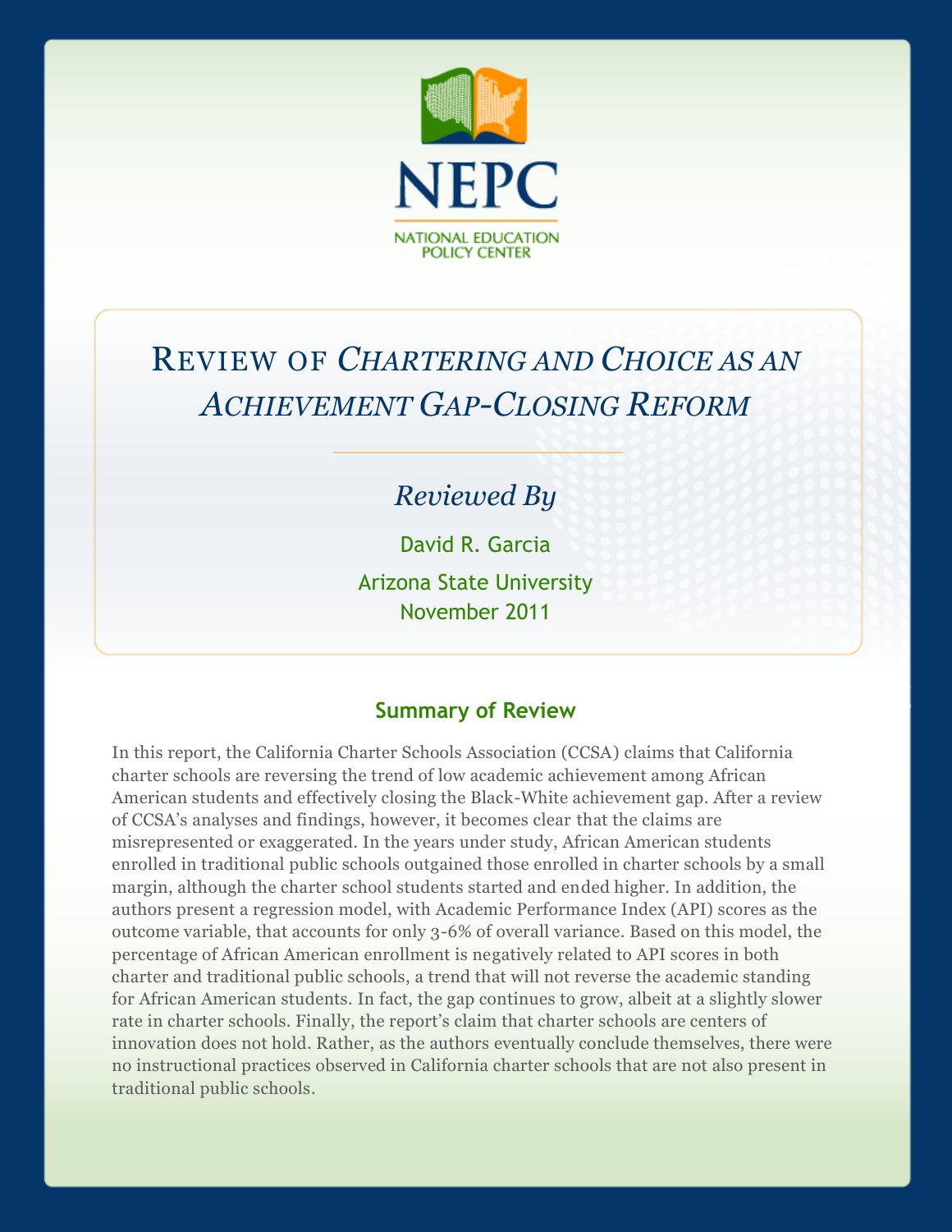NEPC

NATIONAL EDUCATION POLICY CENTER

# Review of *Chartering and Choice as an Achievement Gap-Closing Reform*

*Reviewed By*

David R. Garcia

Arizona State University

November 2011

## Summary of Review

In this report, the California Charter Schools Association (CCSA) claims that California charter schools are reversing the trend of low academic achievement among African American students and effectively closing the Black-White achievement gap. After a review of CCSA's analyses and findings, however, it becomes clear that the claims are misrepresented or exaggerated. In the years under study, African American students enrolled in traditional public schools outgained those enrolled in charter schools by a small margin, although the charter school students started and ended higher. In addition, the authors present a regression model, with Academic Performance Index (API) scores as the outcome variable, that accounts for only 3-6% of overall variance. Based on this model, the percentage of African American enrollment is negatively related to API scores in both charter and traditional public schools, a trend that will not reverse the academic standing for African American students. In fact, the gap continues to grow, albeit at a slightly slower rate in charter schools. Finally, the report's claim that charter schools are centers of innovation does not hold. Rather, as the authors eventually conclude themselves, there were no instructional practices observed in California charter schools that are not also present in traditional public schools.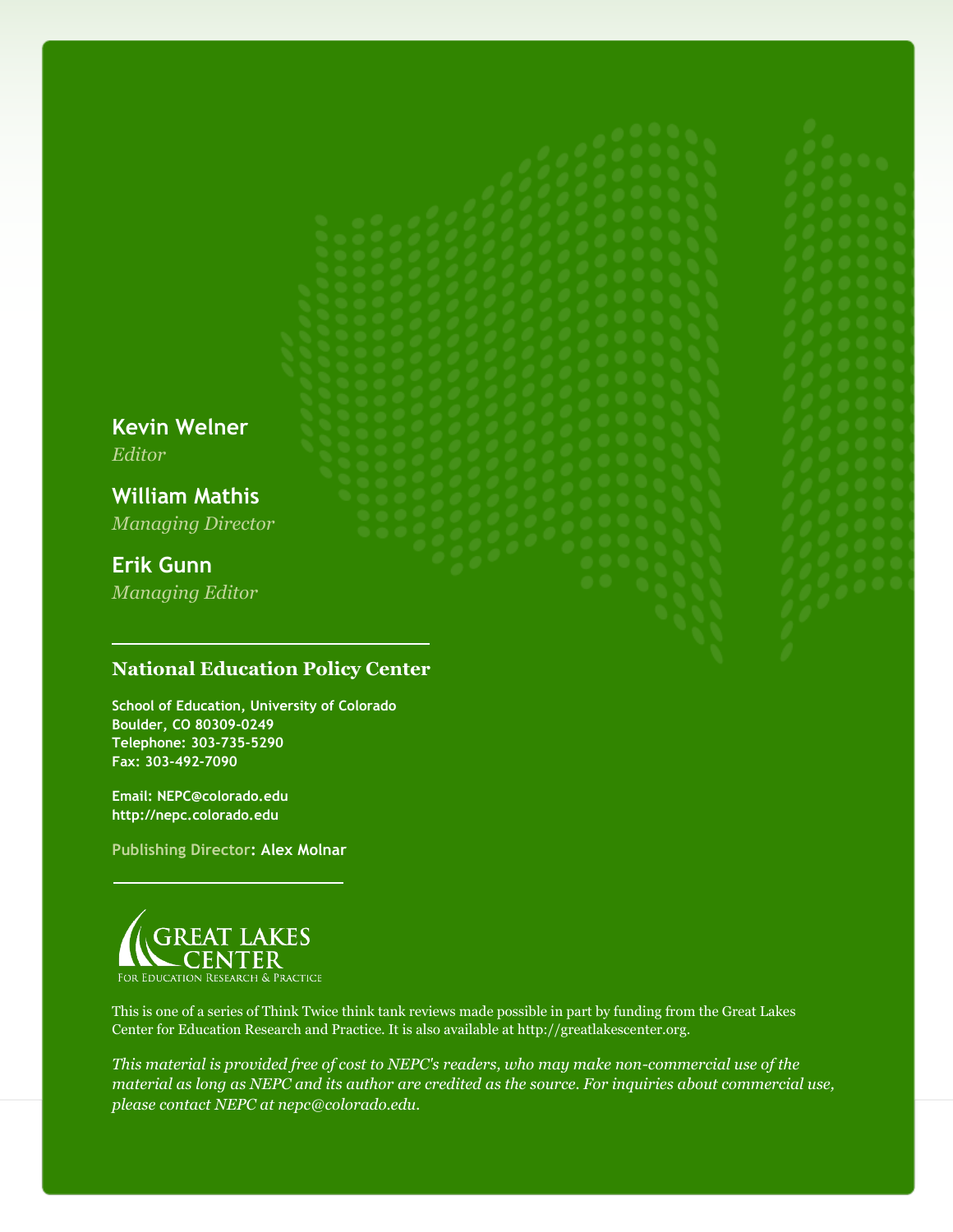**Kevin Welner**
*Editor*

**William Mathis**
*Managing Director*

**Erik Gunn**
*Managing Editor*

---

**National Education Policy Center**

**School of Education, University of Colorado**
**Boulder, CO 80309-0249**
**Telephone: 303-735-5290**
**Fax: 303-492-7090**

**Email: NEPC@colorado.edu**
**http://nepc.colorado.edu**

**Publishing Director: Alex Molnar**

---

GREAT LAKES CENTER
FOR EDUCATION RESEARCH & PRACTICE

This is one of a series of Think Twice think tank reviews made possible in part by funding from the Great Lakes Center for Education Research and Practice. It is also available at http://greatlakescenter.org.

*This material is provided free of cost to NEPC's readers, who may make non-commercial use of the material as long as NEPC and its author are credited as the source. For inquiries about commercial use, please contact NEPC at nepc@colorado.edu.*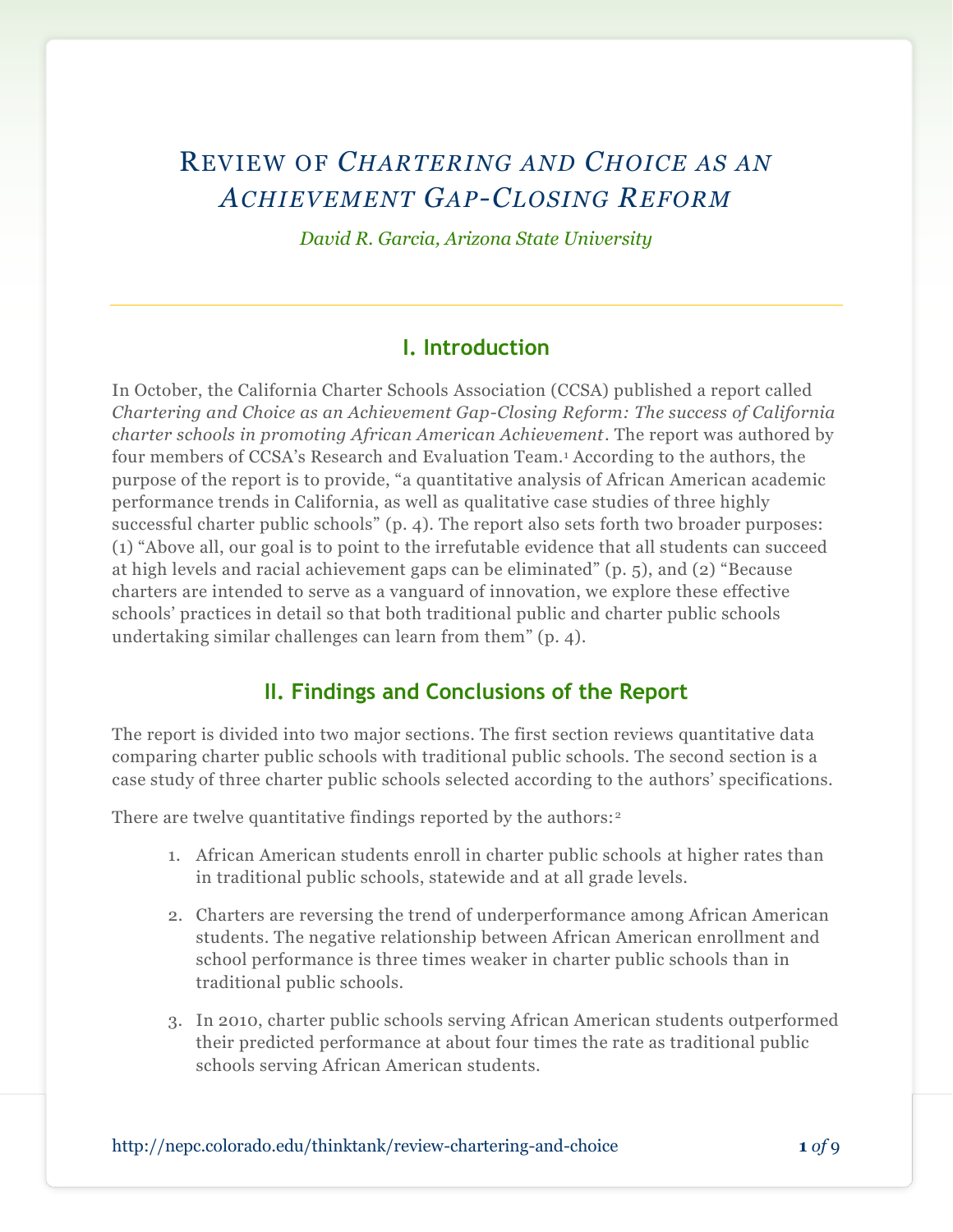# Review of *Chartering and Choice as an Achievement Gap-Closing Reform*

*David R. Garcia, Arizona State University*

## I. Introduction

In October, the California Charter Schools Association (CCSA) published a report called *Chartering and Choice as an Achievement Gap-Closing Reform: The success of California charter schools in promoting African American Achievement*. The report was authored by four members of CCSA's Research and Evaluation Team.[1] According to the authors, the purpose of the report is to provide, "a quantitative analysis of African American academic performance trends in California, as well as qualitative case studies of three highly successful charter public schools" (p. 4). The report also sets forth two broader purposes: (1) "Above all, our goal is to point to the irrefutable evidence that all students can succeed at high levels and racial achievement gaps can be eliminated" (p. 5), and (2) "Because charters are intended to serve as a vanguard of innovation, we explore these effective schools' practices in detail so that both traditional public and charter public schools undertaking similar challenges can learn from them" (p. 4).

## II. Findings and Conclusions of the Report

The report is divided into two major sections. The first section reviews quantitative data comparing charter public schools with traditional public schools. The second section is a case study of three charter public schools selected according to the authors' specifications.

There are twelve quantitative findings reported by the authors:[2]

1. African American students enroll in charter public schools at higher rates than in traditional public schools, statewide and at all grade levels.
2. Charters are reversing the trend of underperformance among African American students. The negative relationship between African American enrollment and school performance is three times weaker in charter public schools than in traditional public schools.
3. In 2010, charter public schools serving African American students outperformed their predicted performance at about four times the rate as traditional public schools serving African American students.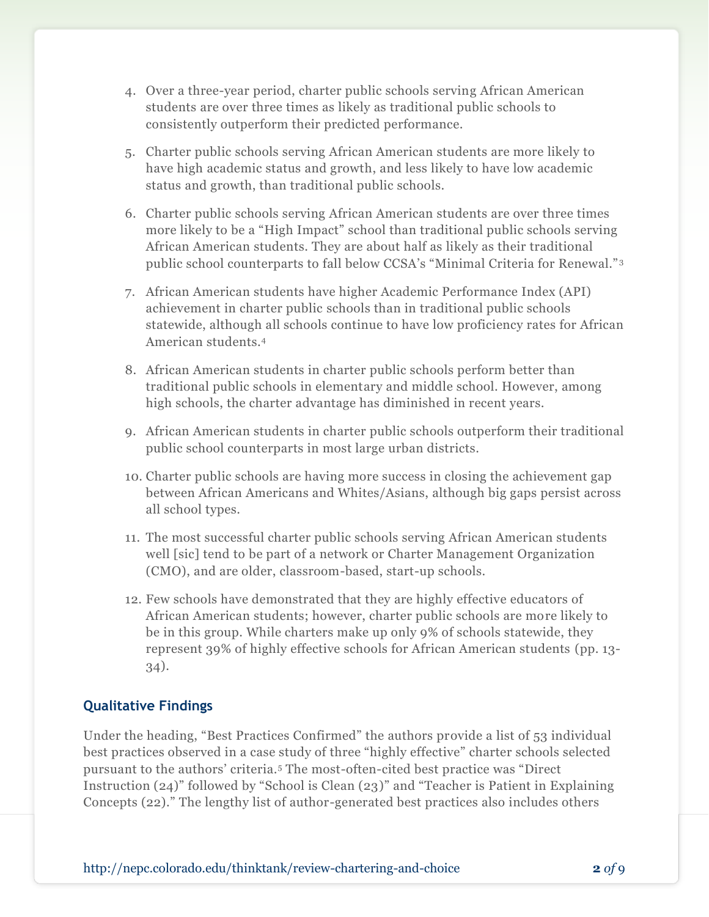4. Over a three-year period, charter public schools serving African American students are over three times as likely as traditional public schools to consistently outperform their predicted performance.

5. Charter public schools serving African American students are more likely to have high academic status and growth, and less likely to have low academic status and growth, than traditional public schools.

6. Charter public schools serving African American students are over three times more likely to be a "High Impact" school than traditional public schools serving African American students. They are about half as likely as their traditional public school counterparts to fall below CCSA's "Minimal Criteria for Renewal."[3]

7. African American students have higher Academic Performance Index (API) achievement in charter public schools than in traditional public schools statewide, although all schools continue to have low proficiency rates for African American students.[4]

8. African American students in charter public schools perform better than traditional public schools in elementary and middle school. However, among high schools, the charter advantage has diminished in recent years.

9. African American students in charter public schools outperform their traditional public school counterparts in most large urban districts.

10. Charter public schools are having more success in closing the achievement gap between African Americans and Whites/Asians, although big gaps persist across all school types.

11. The most successful charter public schools serving African American students well [sic] tend to be part of a network or Charter Management Organization (CMO), and are older, classroom-based, start-up schools.

12. Few schools have demonstrated that they are highly effective educators of African American students; however, charter public schools are more likely to be in this group. While charters make up only 9% of schools statewide, they represent 39% of highly effective schools for African American students (pp. 13-34).

### Qualitative Findings

Under the heading, "Best Practices Confirmed" the authors provide a list of 53 individual best practices observed in a case study of three "highly effective" charter schools selected pursuant to the authors' criteria.[5] The most-often-cited best practice was "Direct Instruction (24)" followed by "School is Clean (23)" and "Teacher is Patient in Explaining Concepts (22)." The lengthy list of author-generated best practices also includes others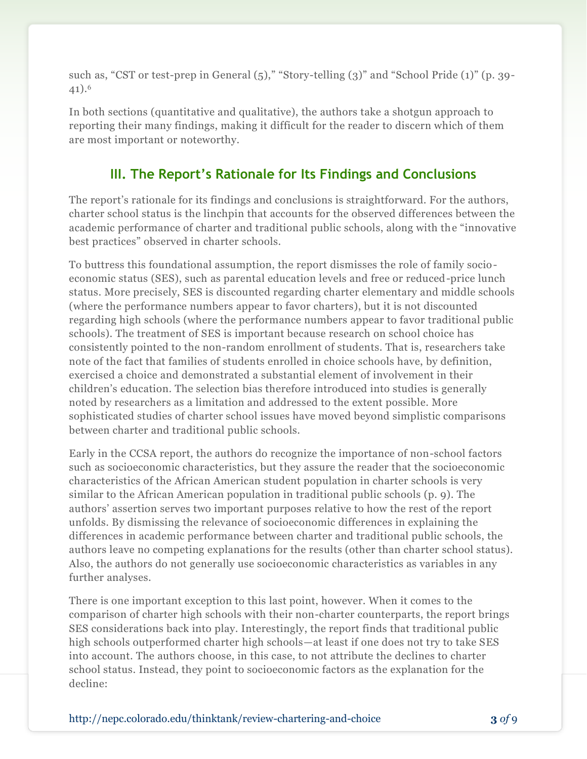such as, “CST or test-prep in General (5),” “Story-telling (3)” and “School Pride (1)” (p. 39-41).[6]

In both sections (quantitative and qualitative), the authors take a shotgun approach to reporting their many findings, making it difficult for the reader to discern which of them are most important or noteworthy.

## III. The Report’s Rationale for Its Findings and Conclusions

The report’s rationale for its findings and conclusions is straightforward. For the authors, charter school status is the linchpin that accounts for the observed differences between the academic performance of charter and traditional public schools, along with the “innovative best practices” observed in charter schools.

To buttress this foundational assumption, the report dismisses the role of family socio-economic status (SES), such as parental education levels and free or reduced-price lunch status. More precisely, SES is discounted regarding charter elementary and middle schools (where the performance numbers appear to favor charters), but it is not discounted regarding high schools (where the performance numbers appear to favor traditional public schools). The treatment of SES is important because research on school choice has consistently pointed to the non-random enrollment of students. That is, researchers take note of the fact that families of students enrolled in choice schools have, by definition, exercised a choice and demonstrated a substantial element of involvement in their children’s education. The selection bias therefore introduced into studies is generally noted by researchers as a limitation and addressed to the extent possible. More sophisticated studies of charter school issues have moved beyond simplistic comparisons between charter and traditional public schools.

Early in the CCSA report, the authors do recognize the importance of non-school factors such as socioeconomic characteristics, but they assure the reader that the socioeconomic characteristics of the African American student population in charter schools is very similar to the African American population in traditional public schools (p. 9). The authors’ assertion serves two important purposes relative to how the rest of the report unfolds. By dismissing the relevance of socioeconomic differences in explaining the differences in academic performance between charter and traditional public schools, the authors leave no competing explanations for the results (other than charter school status). Also, the authors do not generally use socioeconomic characteristics as variables in any further analyses.

There is one important exception to this last point, however. When it comes to the comparison of charter high schools with their non-charter counterparts, the report brings SES considerations back into play. Interestingly, the report finds that traditional public high schools outperformed charter high schools—at least if one does not try to take SES into account. The authors choose, in this case, to not attribute the declines to charter school status. Instead, they point to socioeconomic factors as the explanation for the decline: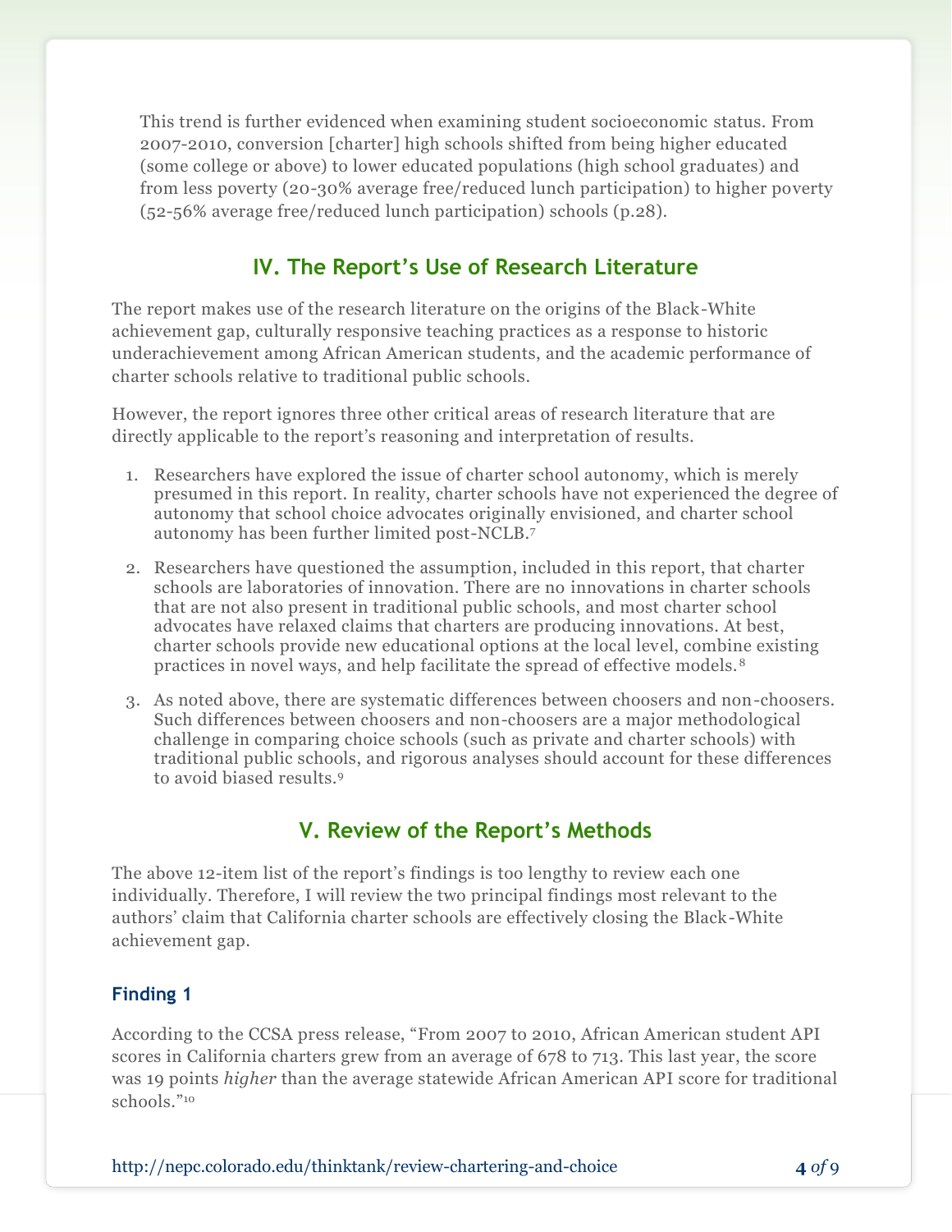> This trend is further evidenced when examining student socioeconomic status. From 2007-2010, conversion [charter] high schools shifted from being higher educated (some college or above) to lower educated populations (high school graduates) and from less poverty (20-30% average free/reduced lunch participation) to higher poverty (52-56% average free/reduced lunch participation) schools (p.28).

## IV. The Report's Use of Research Literature

The report makes use of the research literature on the origins of the Black-White achievement gap, culturally responsive teaching practices as a response to historic underachievement among African American students, and the academic performance of charter schools relative to traditional public schools.

However, the report ignores three other critical areas of research literature that are directly applicable to the report's reasoning and interpretation of results.

1. Researchers have explored the issue of charter school autonomy, which is merely presumed in this report. In reality, charter schools have not experienced the degree of autonomy that school choice advocates originally envisioned, and charter school autonomy has been further limited post-NCLB.[7]
2. Researchers have questioned the assumption, included in this report, that charter schools are laboratories of innovation. There are no innovations in charter schools that are not also present in traditional public schools, and most charter school advocates have relaxed claims that charters are producing innovations. At best, charter schools provide new educational options at the local level, combine existing practices in novel ways, and help facilitate the spread of effective models.[8]
3. As noted above, there are systematic differences between choosers and non-choosers. Such differences between choosers and non-choosers are a major methodological challenge in comparing choice schools (such as private and charter schools) with traditional public schools, and rigorous analyses should account for these differences to avoid biased results.[9]

## V. Review of the Report's Methods

The above 12-item list of the report's findings is too lengthy to review each one individually. Therefore, I will review the two principal findings most relevant to the authors' claim that California charter schools are effectively closing the Black-White achievement gap.

### Finding 1

According to the CCSA press release, "From 2007 to 2010, African American student API scores in California charters grew from an average of 678 to 713. This last year, the score was 19 points *higher* than the average statewide African American API score for traditional schools."[10]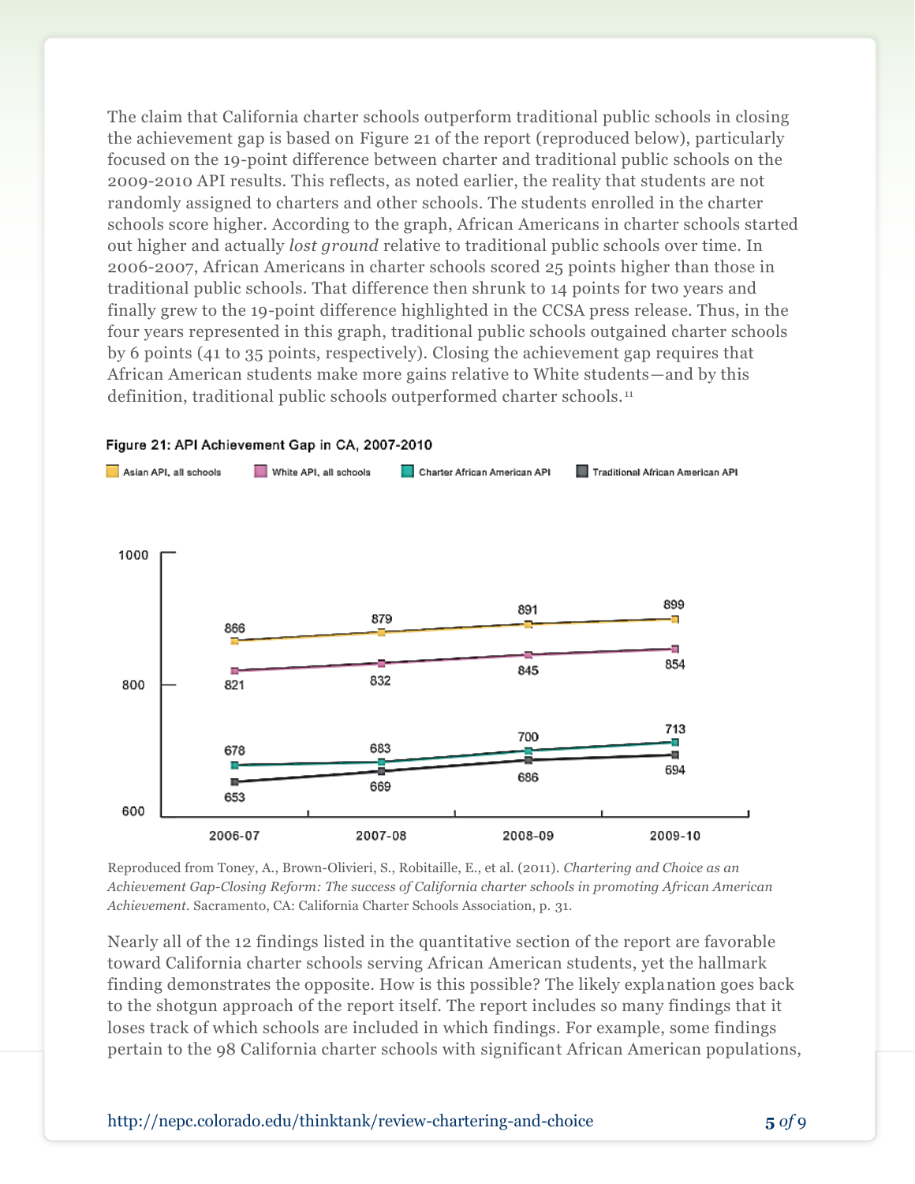The claim that California charter schools outperform traditional public schools in closing the achievement gap is based on Figure 21 of the report (reproduced below), particularly focused on the 19-point difference between charter and traditional public schools on the 2009-2010 API results. This reflects, as noted earlier, the reality that students are not randomly assigned to charters and other schools. The students enrolled in the charter schools score higher. According to the graph, African Americans in charter schools started out higher and actually *lost ground* relative to traditional public schools over time. In 2006-2007, African Americans in charter schools scored 25 points higher than those in traditional public schools. That difference then shrunk to 14 points for two years and finally grew to the 19-point difference highlighted in the CCSA press release. Thus, in the four years represented in this graph, traditional public schools outgained charter schools by 6 points (41 to 35 points, respectively). Closing the achievement gap requires that African American students make more gains relative to White students—and by this definition, traditional public schools outperformed charter schools.[11]

**Figure 21: API Achievement Gap in CA, 2007-2010**

| | 2006-07 | 2007-08 | 2008-09 | 2009-10 |
|---|---|---|---|---|
| Asian API, all schools | 866 | 879 | 891 | 899 |
| White API, all schools | 821 | 832 | 845 | 854 |
| Charter African American API | 678 | 683 | 700 | 713 |
| Traditional African American API | 653 | 669 | 686 | 694 |

Reproduced from Toney, A., Brown-Olivieri, S., Robitaille, E., et al. (2011). *Chartering and Choice as an Achievement Gap-Closing Reform: The success of California charter schools in promoting African American Achievement.* Sacramento, CA: California Charter Schools Association, p. 31.

Nearly all of the 12 findings listed in the quantitative section of the report are favorable toward California charter schools serving African American students, yet the hallmark finding demonstrates the opposite. How is this possible? The likely explanation goes back to the shotgun approach of the report itself. The report includes so many findings that it loses track of which schools are included in which findings. For example, some findings pertain to the 98 California charter schools with significant African American populations,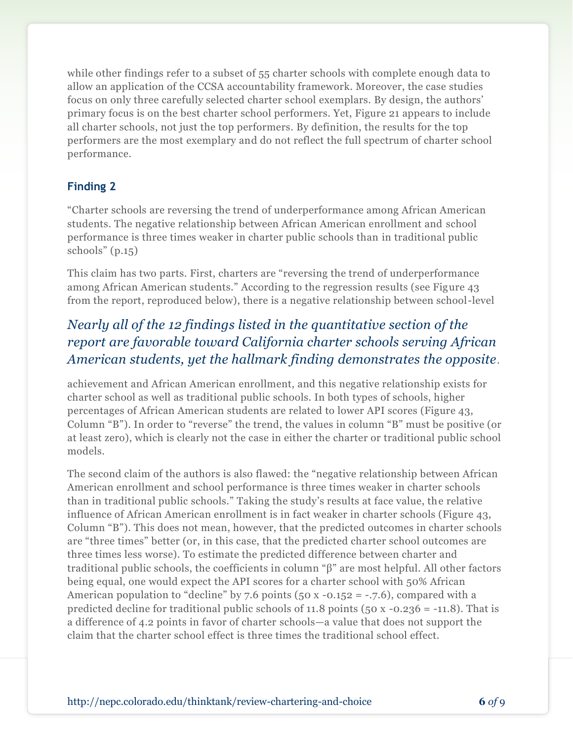while other findings refer to a subset of 55 charter schools with complete enough data to allow an application of the CCSA accountability framework. Moreover, the case studies focus on only three carefully selected charter school exemplars. By design, the authors' primary focus is on the best charter school performers. Yet, Figure 21 appears to include all charter schools, not just the top performers. By definition, the results for the top performers are the most exemplary and do not reflect the full spectrum of charter school performance.

### Finding 2

"Charter schools are reversing the trend of underperformance among African American students. The negative relationship between African American enrollment and school performance is three times weaker in charter public schools than in traditional public schools" (p.15)

This claim has two parts. First, charters are "reversing the trend of underperformance among African American students." According to the regression results (see Figure 43 from the report, reproduced below), there is a negative relationship between school-level achievement and African American enrollment, and this negative relationship exists for charter school as well as traditional public schools. In both types of schools, higher percentages of African American students are related to lower API scores (Figure 43, Column "B"). In order to "reverse" the trend, the values in column "B" must be positive (or at least zero), which is clearly not the case in either the charter or traditional public school models.

*Nearly all of the 12 findings listed in the quantitative section of the report are favorable toward California charter schools serving African American students, yet the hallmark finding demonstrates the opposite.*

The second claim of the authors is also flawed: the "negative relationship between African American enrollment and school performance is three times weaker in charter schools than in traditional public schools." Taking the study's results at face value, the relative influence of African American enrollment is in fact weaker in charter schools (Figure 43, Column "B"). This does not mean, however, that the predicted outcomes in charter schools are "three times" better (or, in this case, that the predicted charter school outcomes are three times less worse). To estimate the predicted difference between charter and traditional public schools, the coefficients in column "β" are most helpful. All other factors being equal, one would expect the API scores for a charter school with 50% African American population to "decline" by 7.6 points (50 x -0.152 = -.7.6), compared with a predicted decline for traditional public schools of 11.8 points (50 x -0.236 = -11.8). That is a difference of 4.2 points in favor of charter schools—a value that does not support the claim that the charter school effect is three times the traditional school effect.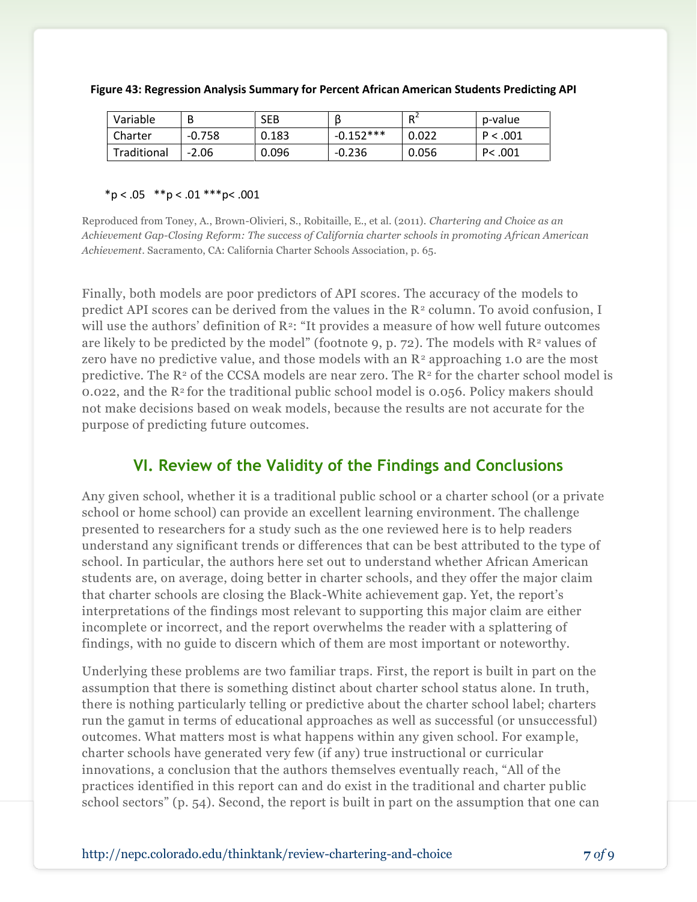**Figure 43: Regression Analysis Summary for Percent African American Students Predicting API**

| Variable | B | SEB | β | $R^2$ | p-value |
|---|---|---|---|---|---|
| Charter | -0.758 | 0.183 | -0.152*** | 0.022 | P < .001 |
| Traditional | -2.06 | 0.096 | -0.236 | 0.056 | P< .001 |

*p < .05 **p < .01 ***p< .001

Reproduced from Toney, A., Brown-Olivieri, S., Robitaille, E., et al. (2011). *Chartering and Choice as an Achievement Gap-Closing Reform: The success of California charter schools in promoting African American Achievement*. Sacramento, CA: California Charter Schools Association, p. 65.

Finally, both models are poor predictors of API scores. The accuracy of the models to predict API scores can be derived from the values in the $R^2$ column. To avoid confusion, I will use the authors' definition of $R^2$: "It provides a measure of how well future outcomes are likely to be predicted by the model" (footnote 9, p. 72). The models with $R^2$ values of zero have no predictive value, and those models with an $R^2$ approaching 1.0 are the most predictive. The $R^2$ of the CCSA models are near zero. The $R^2$ for the charter school model is 0.022, and the $R^2$ for the traditional public school model is 0.056. Policy makers should not make decisions based on weak models, because the results are not accurate for the purpose of predicting future outcomes.

## VI. Review of the Validity of the Findings and Conclusions

Any given school, whether it is a traditional public school or a charter school (or a private school or home school) can provide an excellent learning environment. The challenge presented to researchers for a study such as the one reviewed here is to help readers understand any significant trends or differences that can be best attributed to the type of school. In particular, the authors here set out to understand whether African American students are, on average, doing better in charter schools, and they offer the major claim that charter schools are closing the Black-White achievement gap. Yet, the report's interpretations of the findings most relevant to supporting this major claim are either incomplete or incorrect, and the report overwhelms the reader with a splattering of findings, with no guide to discern which of them are most important or noteworthy.

Underlying these problems are two familiar traps. First, the report is built in part on the assumption that there is something distinct about charter school status alone. In truth, there is nothing particularly telling or predictive about the charter school label; charters run the gamut in terms of educational approaches as well as successful (or unsuccessful) outcomes. What matters most is what happens within any given school. For example, charter schools have generated very few (if any) true instructional or curricular innovations, a conclusion that the authors themselves eventually reach, "All of the practices identified in this report can and do exist in the traditional and charter public school sectors" (p. 54). Second, the report is built in part on the assumption that one can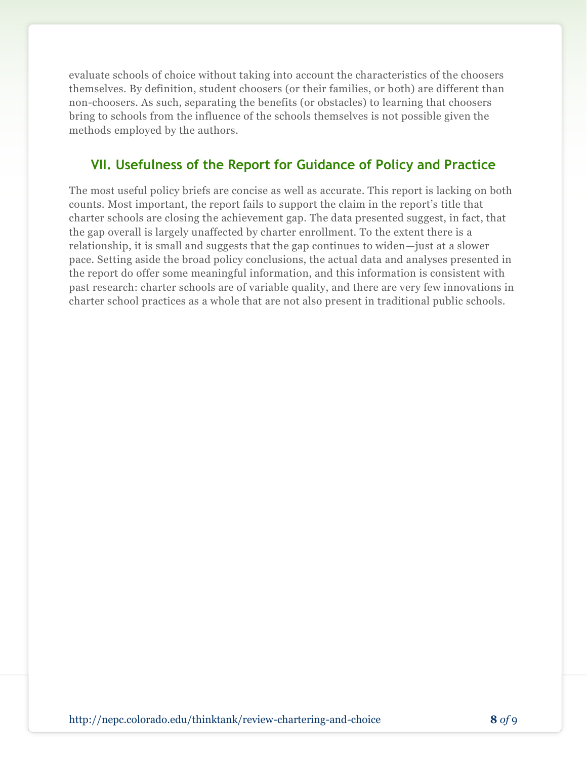evaluate schools of choice without taking into account the characteristics of the choosers themselves. By definition, student choosers (or their families, or both) are different than non-choosers. As such, separating the benefits (or obstacles) to learning that choosers bring to schools from the influence of the schools themselves is not possible given the methods employed by the authors.

## VII. Usefulness of the Report for Guidance of Policy and Practice

The most useful policy briefs are concise as well as accurate. This report is lacking on both counts. Most important, the report fails to support the claim in the report's title that charter schools are closing the achievement gap. The data presented suggest, in fact, that the gap overall is largely unaffected by charter enrollment. To the extent there is a relationship, it is small and suggests that the gap continues to widen—just at a slower pace. Setting aside the broad policy conclusions, the actual data and analyses presented in the report do offer some meaningful information, and this information is consistent with past research: charter schools are of variable quality, and there are very few innovations in charter school practices as a whole that are not also present in traditional public schools.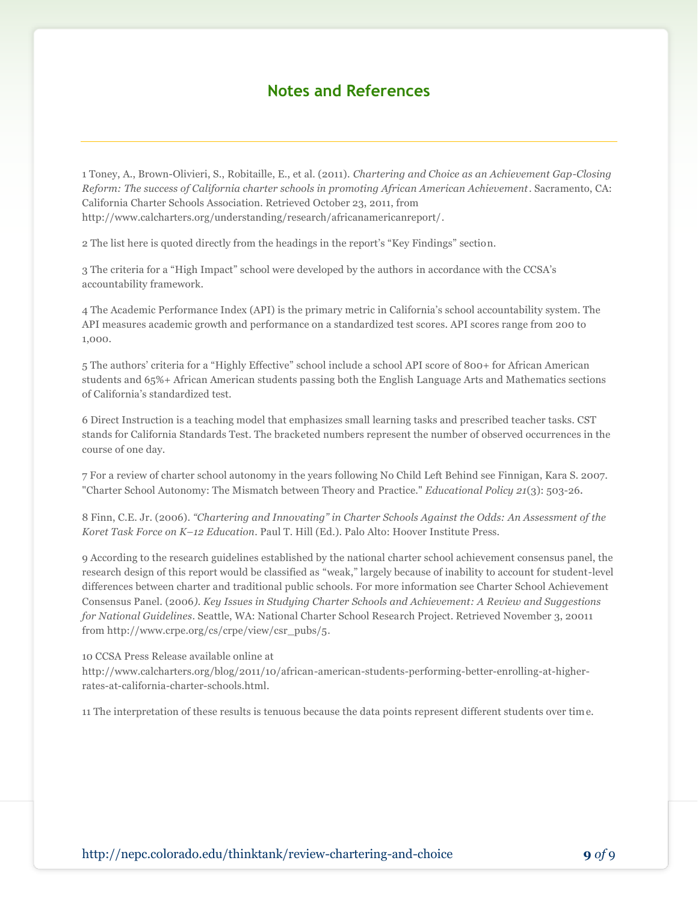## Notes and References

1 Toney, A., Brown-Olivieri, S., Robitaille, E., et al. (2011). *Chartering and Choice as an Achievement Gap-Closing Reform: The success of California charter schools in promoting African American Achievement*. Sacramento, CA: California Charter Schools Association. Retrieved October 23, 2011, from http://www.calcharters.org/understanding/research/africanamericanreport/.

2 The list here is quoted directly from the headings in the report's "Key Findings" section.

3 The criteria for a "High Impact" school were developed by the authors in accordance with the CCSA's accountability framework.

4 The Academic Performance Index (API) is the primary metric in California's school accountability system. The API measures academic growth and performance on a standardized test scores. API scores range from 200 to 1,000.

5 The authors' criteria for a "Highly Effective" school include a school API score of 800+ for African American students and 65%+ African American students passing both the English Language Arts and Mathematics sections of California's standardized test.

6 Direct Instruction is a teaching model that emphasizes small learning tasks and prescribed teacher tasks. CST stands for California Standards Test. The bracketed numbers represent the number of observed occurrences in the course of one day.

7 For a review of charter school autonomy in the years following No Child Left Behind see Finnigan, Kara S. 2007. "Charter School Autonomy: The Mismatch between Theory and Practice." *Educational Policy 21*(3): 503-26.

8 Finn, C.E. Jr. (2006). *"Chartering and Innovating" in Charter Schools Against the Odds: An Assessment of the Koret Task Force on K–12 Education*. Paul T. Hill (Ed.). Palo Alto: Hoover Institute Press.

9 According to the research guidelines established by the national charter school achievement consensus panel, the research design of this report would be classified as "weak," largely because of inability to account for student-level differences between charter and traditional public schools. For more information see Charter School Achievement Consensus Panel. (2006). *Key Issues in Studying Charter Schools and Achievement: A Review and Suggestions for National Guidelines*. Seattle, WA: National Charter School Research Project. Retrieved November 3, 20011 from http://www.crpe.org/cs/crpe/view/csr_pubs/5.

10 CCSA Press Release available online at http://www.calcharters.org/blog/2011/10/african-american-students-performing-better-enrolling-at-higher-rates-at-california-charter-schools.html.

11 The interpretation of these results is tenuous because the data points represent different students over time.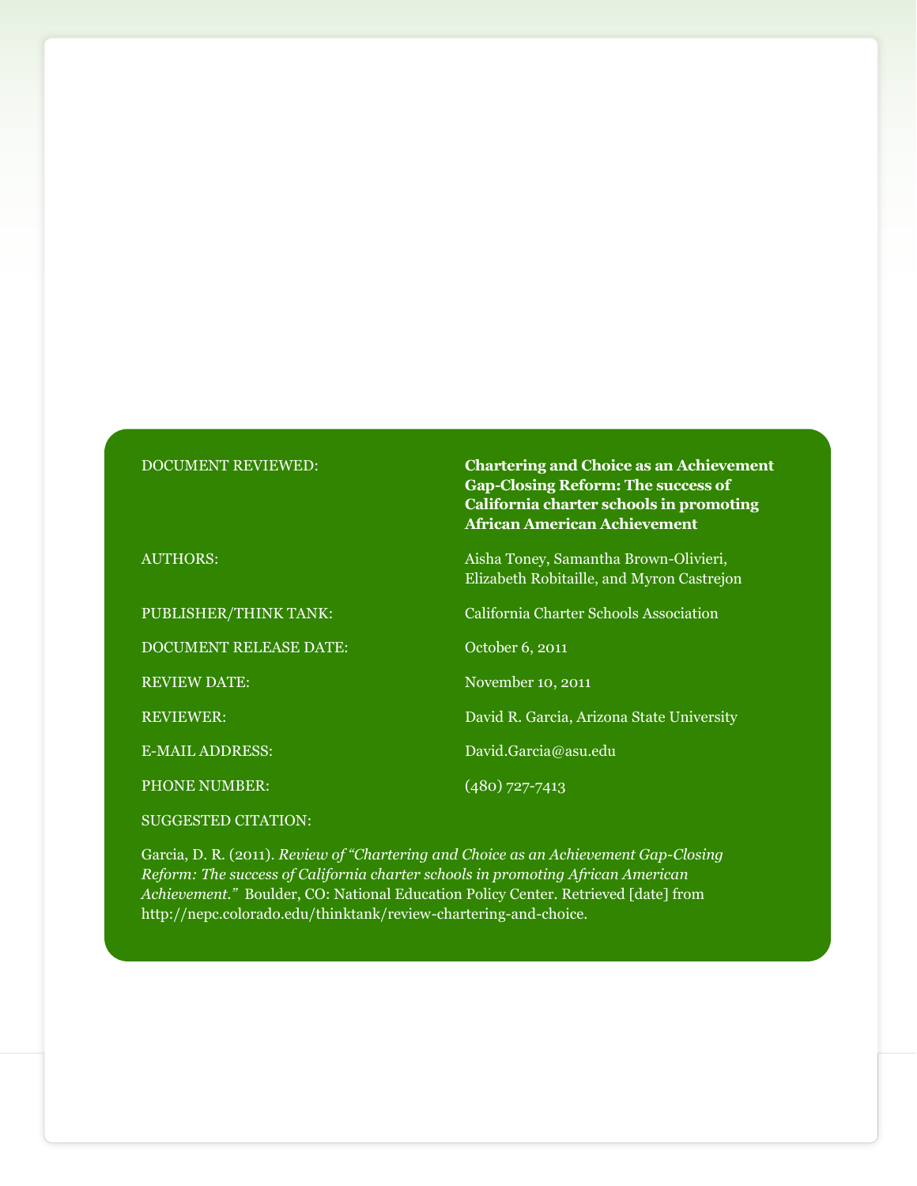| | |
|---|---|
| DOCUMENT REVIEWED: | **Chartering and Choice as an Achievement Gap-Closing Reform: The success of California charter schools in promoting African American Achievement** |
| AUTHORS: | Aisha Toney, Samantha Brown-Olivieri, Elizabeth Robitaille, and Myron Castrejon |
| PUBLISHER/THINK TANK: | California Charter Schools Association |
| DOCUMENT RELEASE DATE: | October 6, 2011 |
| REVIEW DATE: | November 10, 2011 |
| REVIEWER: | David R. Garcia, Arizona State University |
| E-MAIL ADDRESS: | David.Garcia@asu.edu |
| PHONE NUMBER: | (480) 727-7413 |

SUGGESTED CITATION:

Garcia, D. R. (2011). *Review of "Chartering and Choice as an Achievement Gap-Closing Reform: The success of California charter schools in promoting African American Achievement."* Boulder, CO: National Education Policy Center. Retrieved [date] from http://nepc.colorado.edu/thinktank/review-chartering-and-choice.